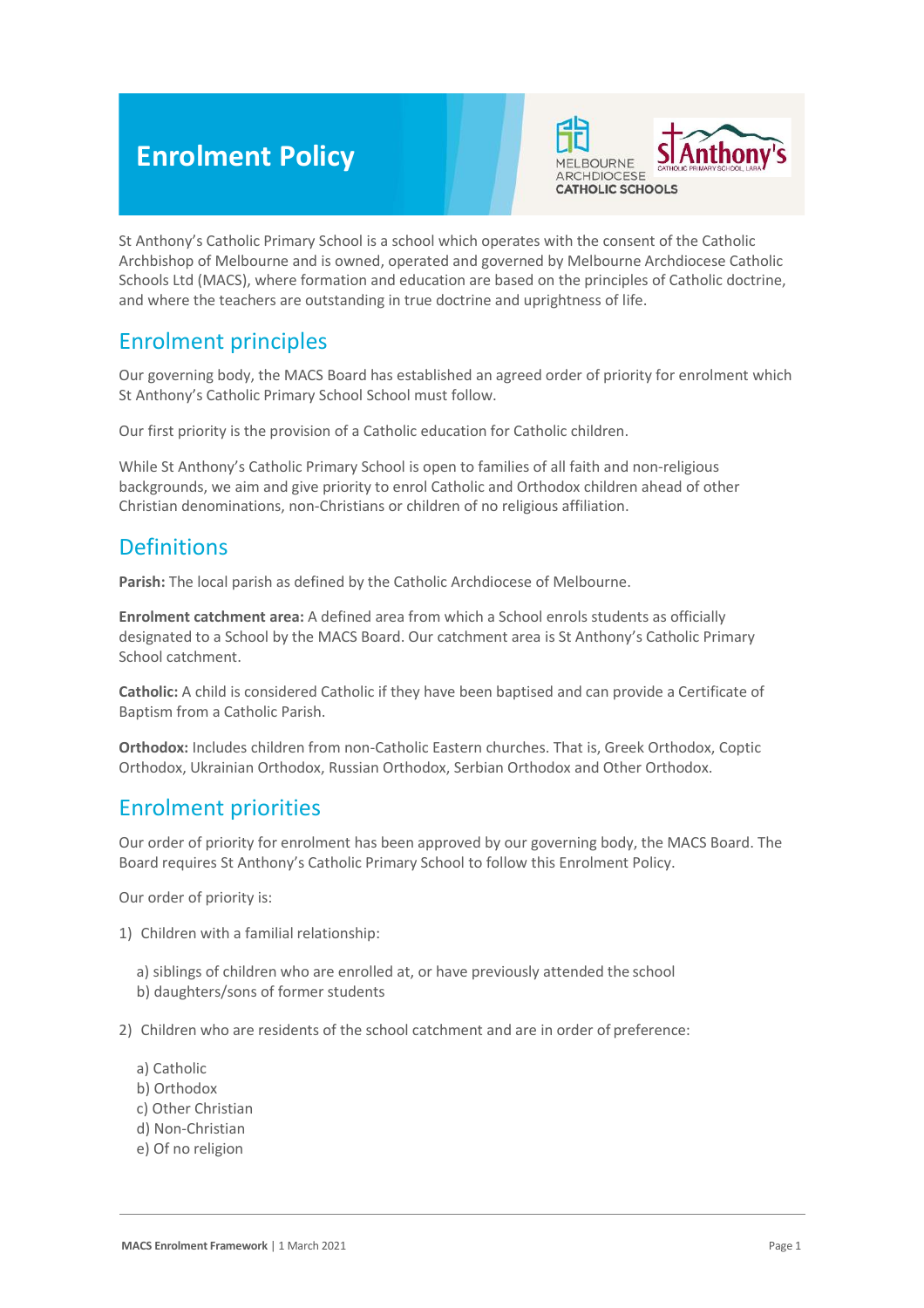# Enrolment Policy

St Anthony's Catholic Primary School is a school which operates with the consent of the Catholic Archbishop of Melbourne and is owned, operated and governed by Melbourne Archdiocese Catholic Schools Ltd (MACS), where formation and education are based on the principles of Catholic doctrine, and where the teachers are outstanding in true doctrine and uprightness of life.

## Enrolment principles

Our governing body, the MACS Board has established an agreed order of priority for enrolment which St Anthony's Catholic Primary School School must follow.

Our first priority is the provision of a Catholic education for Catholic children.

While St Anthony's Catholic Primary School is open to families of all faith and non-religious backgrounds, we aim and give priority to enrol Catholic and Orthodox children ahead of other Christian denominations, non-Christians or children of no religious affiliation.

## Definitions

**Parish:** The local parish as defined by the Catholic Archdiocese of Melbourne.

**Enrolment catchment area:** A defined area from which a School enrols students as officially designated to a School by the MACS Board. Our catchment area is St Anthony's Catholic Primary School catchment.

**Catholic:** A child is considered Catholic if they have been baptised and can provide a Certificate of Baptism from a Catholic Parish.

**Orthodox:** Includes children from non-Catholic Eastern churches. That is, Greek Orthodox, Coptic Orthodox, Ukrainian Orthodox, Russian Orthodox, Serbian Orthodox and Other Orthodox.

## Enrolment priorities

Our order of priority for enrolment has been approved by our governing body, the MACS Board. The Board requires St Anthony's Catholic Primary School to follow this Enrolment Policy.

Our order of priority is:

1) Children with a familial relationship:

   a) siblings of children who are enrolled at, or have previously attended the school
   b) daughters/sons of former students

2) Children who are residents of the school catchment and are in order of preference:

   a) Catholic
   b) Orthodox
   c) Other Christian
   d) Non-Christian
   e) Of no religion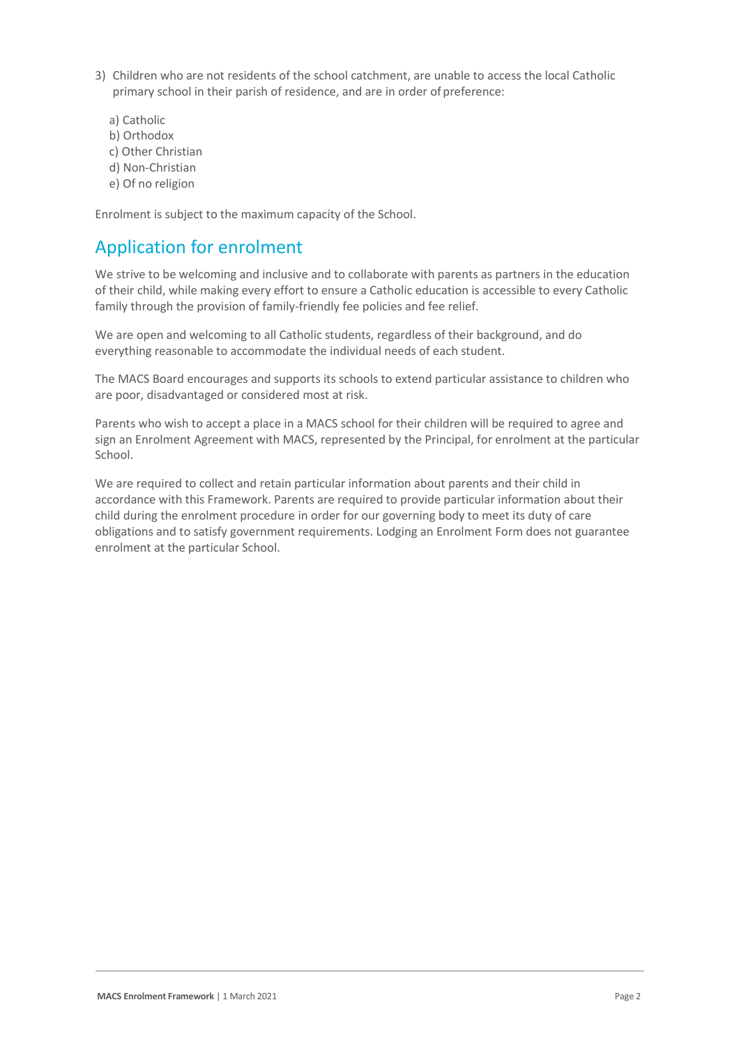3) Children who are not residents of the school catchment, are unable to access the local Catholic primary school in their parish of residence, and are in order of preference:

   a) Catholic
   b) Orthodox
   c) Other Christian
   d) Non-Christian
   e) Of no religion

Enrolment is subject to the maximum capacity of the School.

## Application for enrolment

We strive to be welcoming and inclusive and to collaborate with parents as partners in the education of their child, while making every effort to ensure a Catholic education is accessible to every Catholic family through the provision of family-friendly fee policies and fee relief.

We are open and welcoming to all Catholic students, regardless of their background, and do everything reasonable to accommodate the individual needs of each student.

The MACS Board encourages and supports its schools to extend particular assistance to children who are poor, disadvantaged or considered most at risk.

Parents who wish to accept a place in a MACS school for their children will be required to agree and sign an Enrolment Agreement with MACS, represented by the Principal, for enrolment at the particular School.

We are required to collect and retain particular information about parents and their child in accordance with this Framework. Parents are required to provide particular information about their child during the enrolment procedure in order for our governing body to meet its duty of care obligations and to satisfy government requirements. Lodging an Enrolment Form does not guarantee enrolment at the particular School.